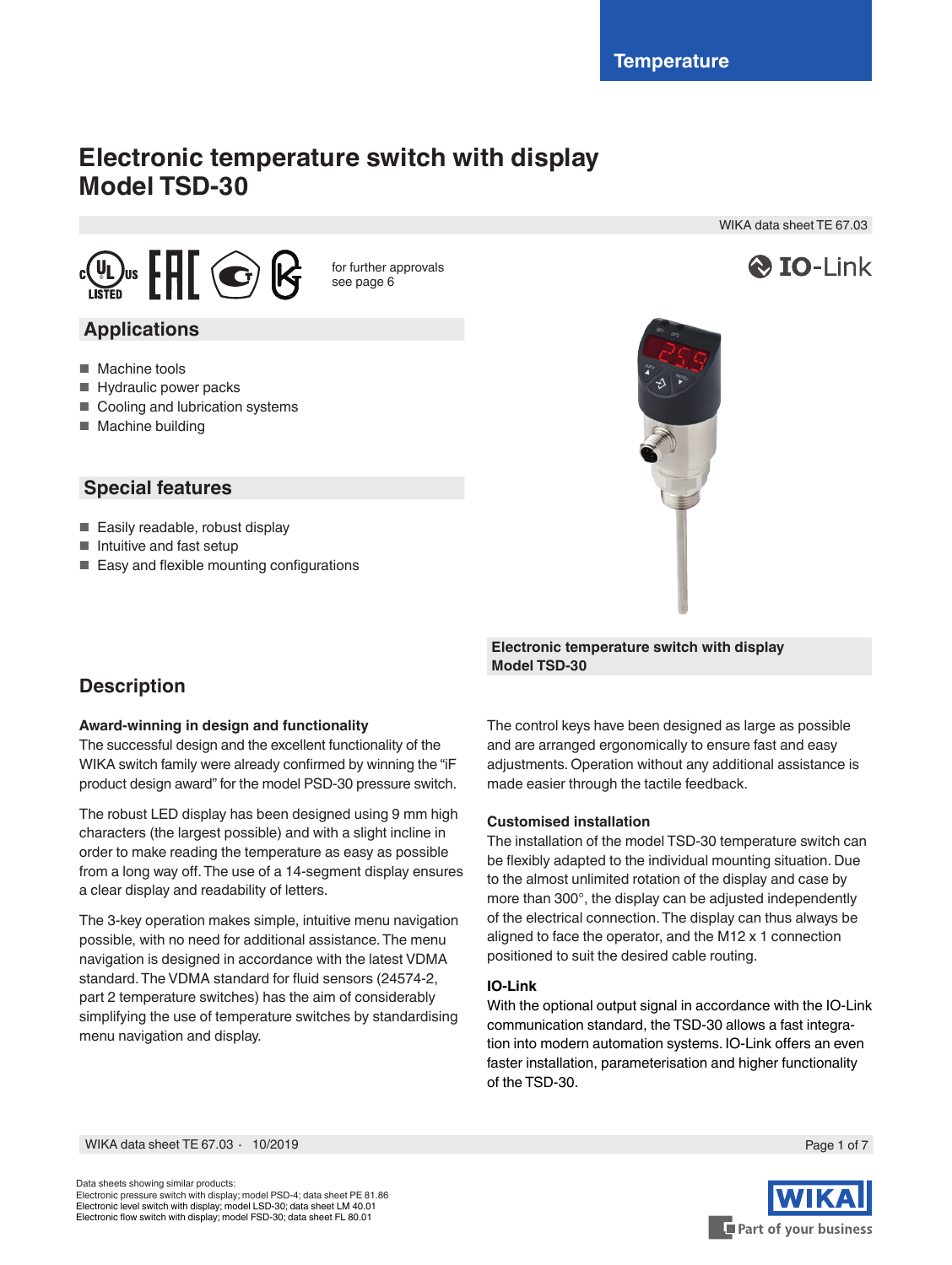Temperature

# Electronic temperature switch with display
# Model TSD-30

WIKA data sheet TE 67.03

for further approvals see page 6

## Applications

- Machine tools
- Hydraulic power packs
- Cooling and lubrication systems
- Machine building

## Special features

- Easily readable, robust display
- Intuitive and fast setup
- Easy and flexible mounting configurations

**Electronic temperature switch with display**
**Model TSD-30**

## Description

### Award-winning in design and functionality

The successful design and the excellent functionality of the WIKA switch family were already confirmed by winning the "iF product design award" for the model PSD-30 pressure switch.

The robust LED display has been designed using 9 mm high characters (the largest possible) and with a slight incline in order to make reading the temperature as easy as possible from a long way off. The use of a 14-segment display ensures a clear display and readability of letters.

The 3-key operation makes simple, intuitive menu navigation possible, with no need for additional assistance. The menu navigation is designed in accordance with the latest VDMA standard. The VDMA standard for fluid sensors (24574-2, part 2 temperature switches) has the aim of considerably simplifying the use of temperature switches by standardising menu navigation and display.

The control keys have been designed as large as possible and are arranged ergonomically to ensure fast and easy adjustments. Operation without any additional assistance is made easier through the tactile feedback.

### Customised installation

The installation of the model TSD-30 temperature switch can be flexibly adapted to the individual mounting situation. Due to the almost unlimited rotation of the display and case by more than 300°, the display can be adjusted independently of the electrical connection. The display can thus always be aligned to face the operator, and the M12 x 1 connection positioned to suit the desired cable routing.

### IO-Link

With the optional output signal in accordance with the IO-Link communication standard, the TSD-30 allows a fast integration into modern automation systems. IO-Link offers an even faster installation, parameterisation and higher functionality of the TSD-30.

Data sheets showing similar products:
Electronic pressure switch with display; model PSD-4; data sheet PE 81.86
Electronic level switch with display; model LSD-30; data sheet LM 40.01
Electronic flow switch with display; model FSD-30; data sheet FL 80.01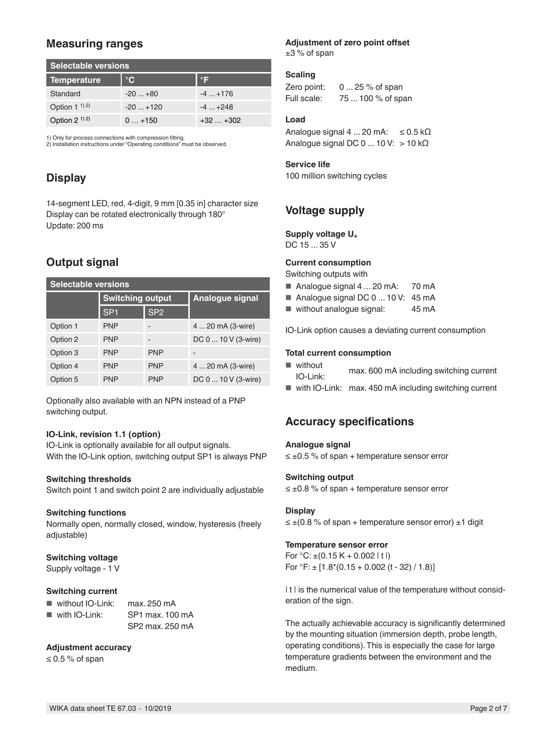## Measuring ranges

| Selectable versions | | |
|---|---|---|
| **Temperature** | **°C** | **°F** |
| Standard | -20 ... +80 | -4 ... +176 |
| Option 1 [1) 2)] | -20 ... +120 | -4 ... +248 |
| Option 2 [1) 2)] | 0 … +150 | +32 … +302 |

1) Only for process connections with compression fitting.
2) Installation instructions under "Operating conditions" must be observed.

## Display

14-segment LED, red, 4-digit, 9 mm [0.35 in] character size
Display can be rotated electronically through 180°
Update: 200 ms

## Output signal

| Selectable versions | | | |
|---|---|---|---|
| | **Switching output** | | **Analogue signal** |
| | SP1 | SP2 | |
| Option 1 | PNP | - | 4 ... 20 mA (3-wire) |
| Option 2 | PNP | - | DC 0 ... 10 V (3-wire) |
| Option 3 | PNP | PNP | - |
| Option 4 | PNP | PNP | 4 ... 20 mA (3-wire) |
| Option 5 | PNP | PNP | DC 0 ... 10 V (3-wire) |

Optionally also available with an NPN instead of a PNP switching output.

### IO-Link, revision 1.1 (option)

IO-Link is optionally available for all output signals.
With the IO-Link option, switching output SP1 is always PNP

### Switching thresholds

Switch point 1 and switch point 2 are individually adjustable

### Switching functions

Normally open, normally closed, window, hysteresis (freely adjustable)

### Switching voltage

Supply voltage - 1 V

### Switching current

- without IO-Link: max. 250 mA
- with IO-Link: SP1 max. 100 mA
  SP2 max. 250 mA

### Adjustment accuracy

≤ 0.5 % of span

### Adjustment of zero point offset

±3 % of span

### Scaling

Zero point: 0 ... 25 % of span
Full scale: 75 ... 100 % of span

### Load

Analogue signal 4 ... 20 mA: ≤ 0.5 kΩ
Analogue signal DC 0 ... 10 V: > 10 kΩ

### Service life

100 million switching cycles

## Voltage supply

### Supply voltage $U_+$

DC 15 ... 35 V

### Current consumption

Switching outputs with

- Analogue signal 4 ... 20 mA: 70 mA
- Analogue signal DC 0 ... 10 V: 45 mA
- without analogue signal: 45 mA

IO-Link option causes a deviating current consumption

### Total current consumption

- without IO-Link: max. 600 mA including switching current
- with IO-Link: max. 450 mA including switching current

## Accuracy specifications

### Analogue signal

≤ ±0.5 % of span + temperature sensor error

### Switching output

≤ ±0.8 % of span + temperature sensor error

### Display

≤ ±(0.8 % of span + temperature sensor error) ±1 digit

### Temperature sensor error

For °C: ±(0.15 K + 0.002 | t |)
For °F: ± [1.8*(0.15 + 0.002 (t - 32) / 1.8)]

| t | is the numerical value of the temperature without consideration of the sign.

The actually achievable accuracy is significantly determined by the mounting situation (immersion depth, probe length, operating conditions). This is especially the case for large temperature gradients between the environment and the medium.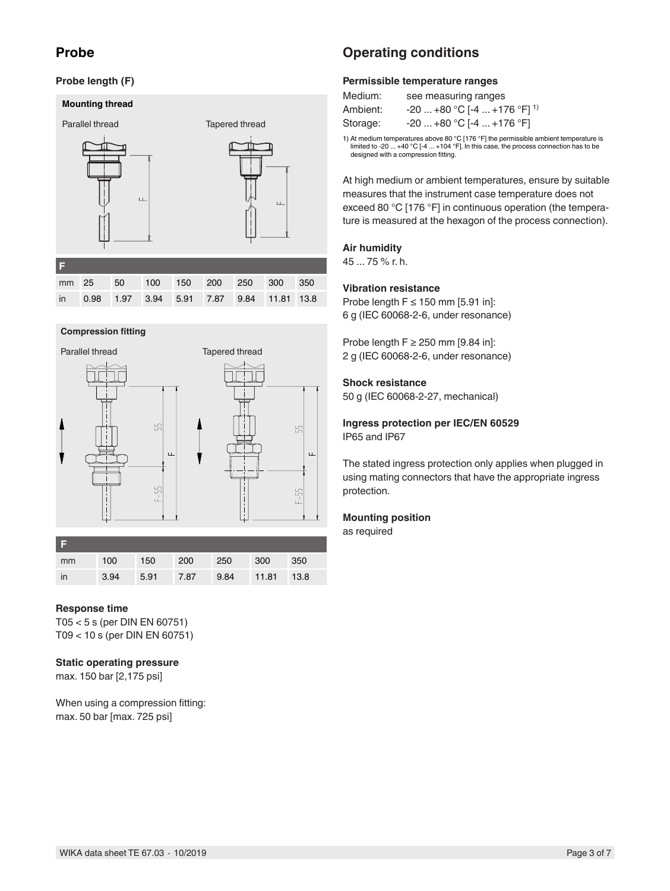## Probe

### Probe length (F)

**Mounting thread**

Parallel thread | Tapered thread

| F | | | | | | | | |
|---|---|---|---|---|---|---|---|---|
| mm | 25 | 50 | 100 | 150 | 200 | 250 | 300 | 350 |
| in | 0.98 | 1.97 | 3.94 | 5.91 | 7.87 | 9.84 | 11.81 | 13.8 |

**Compression fitting**

Parallel thread | Tapered thread

| F | | | | | | |
|---|---|---|---|---|---|---|
| mm | 100 | 150 | 200 | 250 | 300 | 350 |
| in | 3.94 | 5.91 | 7.87 | 9.84 | 11.81 | 13.8 |

### Response time

T05 < 5 s (per DIN EN 60751)
T09 < 10 s (per DIN EN 60751)

### Static operating pressure

max. 150 bar [2,175 psi]

When using a compression fitting:
max. 50 bar [max. 725 psi]

## Operating conditions

### Permissible temperature ranges

| | |
|---|---|
| Medium: | see measuring ranges |
| Ambient: | -20 ... +80 °C [-4 ... +176 °F] [1)] |
| Storage: | -20 ... +80 °C [-4 ... +176 °F] |

1) At medium temperatures above 80 °C [176 °F] the permissible ambient temperature is limited to -20 ... +40 °C [-4 ... +104 °F]. In this case, the process connection has to be designed with a compression fitting.

At high medium or ambient temperatures, ensure by suitable measures that the instrument case temperature does not exceed 80 °C [176 °F] in continuous operation (the temperature is measured at the hexagon of the process connection).

### Air humidity

45 ... 75 % r. h.

### Vibration resistance

Probe length F ≤ 150 mm [5.91 in]:
6 g (IEC 60068-2-6, under resonance)

Probe length F ≥ 250 mm [9.84 in]:
2 g (IEC 60068-2-6, under resonance)

### Shock resistance

50 g (IEC 60068-2-27, mechanical)

### Ingress protection per IEC/EN 60529

IP65 and IP67

The stated ingress protection only applies when plugged in using mating connectors that have the appropriate ingress protection.

### Mounting position

as required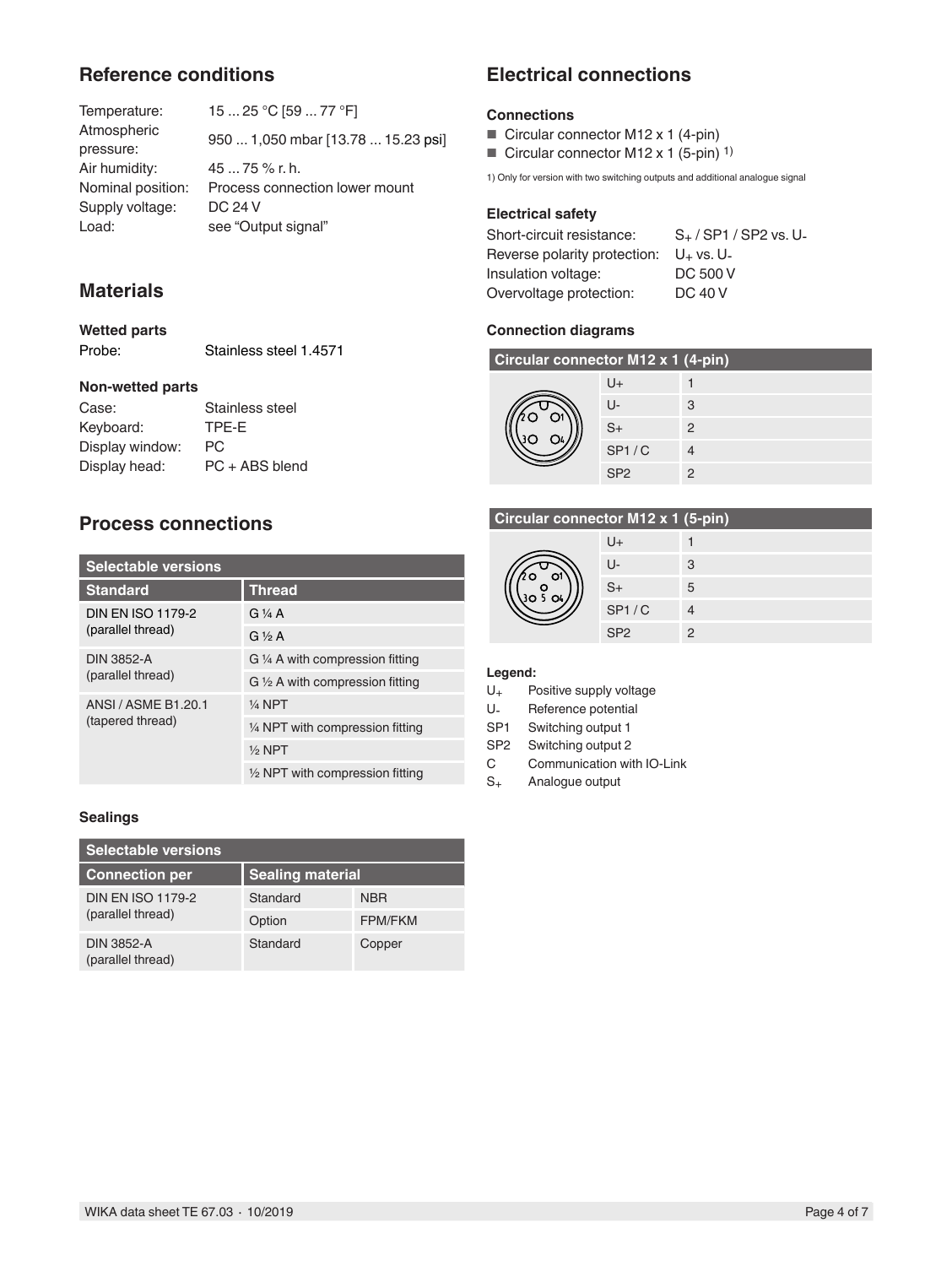## Reference conditions

| | |
|---|---|
| Temperature: | 15 ... 25 °C [59 ... 77 °F] |
| Atmospheric pressure: | 950 ... 1,050 mbar [13.78 ... 15.23 psi] |
| Air humidity: | 45 ... 75 % r. h. |
| Nominal position: | Process connection lower mount |
| Supply voltage: | DC 24 V |
| Load: | see "Output signal" |

## Materials

### Wetted parts

Probe: Stainless steel 1.4571

### Non-wetted parts

| | |
|---|---|
| Case: | Stainless steel |
| Keyboard: | TPE-E |
| Display window: | PC |
| Display head: | PC + ABS blend |

## Process connections

| Selectable versions | |
|---|---|
| **Standard** | **Thread** |
| DIN EN ISO 1179-2 (parallel thread) | G ¼ A |
| | G ½ A |
| DIN 3852-A (parallel thread) | G ¼ A with compression fitting |
| | G ½ A with compression fitting |
| ANSI / ASME B1.20.1 (tapered thread) | ¼ NPT |
| | ¼ NPT with compression fitting |
| | ½ NPT |
| | ½ NPT with compression fitting |

### Sealings

| Selectable versions | | |
|---|---|---|
| **Connection per** | **Sealing material** | |
| DIN EN ISO 1179-2 (parallel thread) | Standard | NBR |
| | Option | FPM/FKM |
| DIN 3852-A (parallel thread) | Standard | Copper |

## Electrical connections

### Connections

- Circular connector M12 x 1 (4-pin)
- Circular connector M12 x 1 (5-pin) 1)

1) Only for version with two switching outputs and additional analogue signal

### Electrical safety

| | |
|---|---|
| Short-circuit resistance: | $S_+$ / SP1 / SP2 vs. U- |
| Reverse polarity protection: | $U_+$ vs. U- |
| Insulation voltage: | DC 500 V |
| Overvoltage protection: | DC 40 V |

### Connection diagrams

| Circular connector M12 x 1 (4-pin) | |
|---|---|
| U+ | 1 |
| U- | 3 |
| S+ | 2 |
| SP1 / C | 4 |
| SP2 | 2 |

| Circular connector M12 x 1 (5-pin) | |
|---|---|
| U+ | 1 |
| U- | 3 |
| S+ | 5 |
| SP1 / C | 4 |
| SP2 | 2 |

**Legend:**

| | |
|---|---|
| $U_+$ | Positive supply voltage |
| U- | Reference potential |
| SP1 | Switching output 1 |
| SP2 | Switching output 2 |
| C | Communication with IO-Link |
| $S_+$ | Analogue output |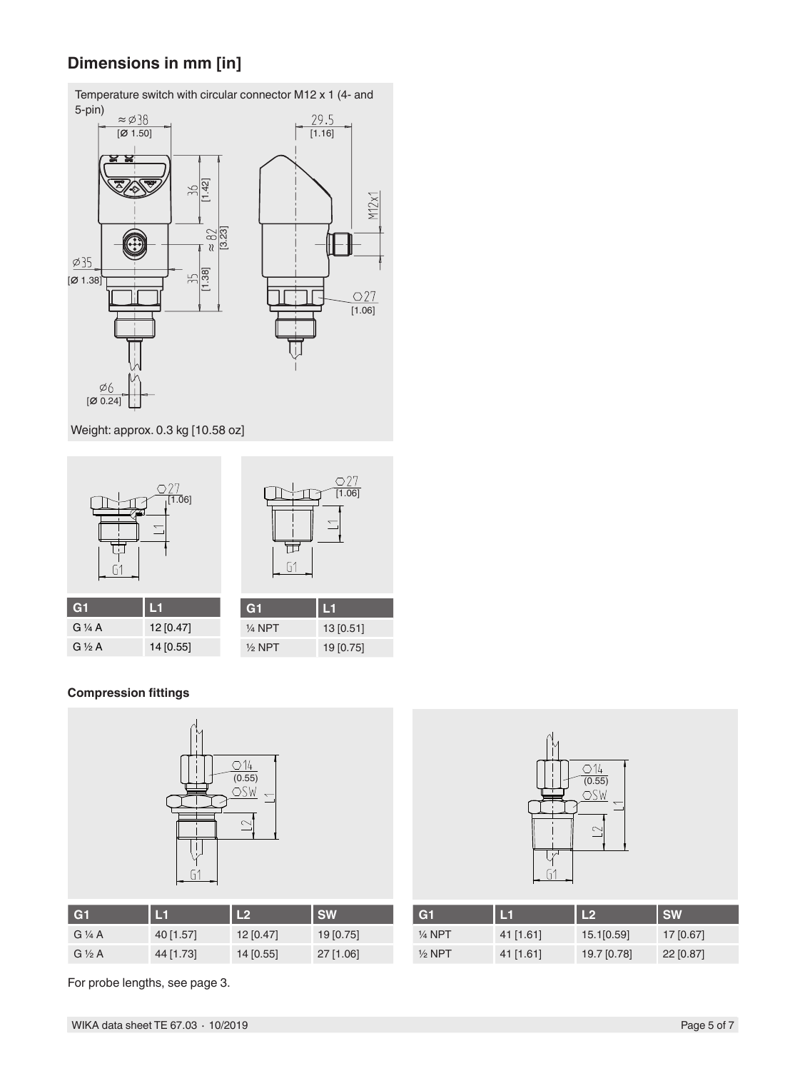## Dimensions in mm [in]

Temperature switch with circular connector M12 x 1 (4- and 5-pin)

Weight: approx. 0.3 kg [10.58 oz]

| G1 | L1 |
| --- | --- |
| G ¼ A | 12 [0.47] |
| G ½ A | 14 [0.55] |

| G1 | L1 |
| --- | --- |
| ¼ NPT | 13 [0.51] |
| ½ NPT | 19 [0.75] |

**Compression fittings**

| G1 | L1 | L2 | SW |
| --- | --- | --- | --- |
| G ¼ A | 40 [1.57] | 12 [0.47] | 19 [0.75] |
| G ½ A | 44 [1.73] | 14 [0.55] | 27 [1.06] |

| G1 | L1 | L2 | SW |
| --- | --- | --- | --- |
| ¼ NPT | 41 [1.61] | 15.1[0.59] | 17 [0.67] |
| ½ NPT | 41 [1.61] | 19.7 [0.78] | 22 [0.87] |

For probe lengths, see page 3.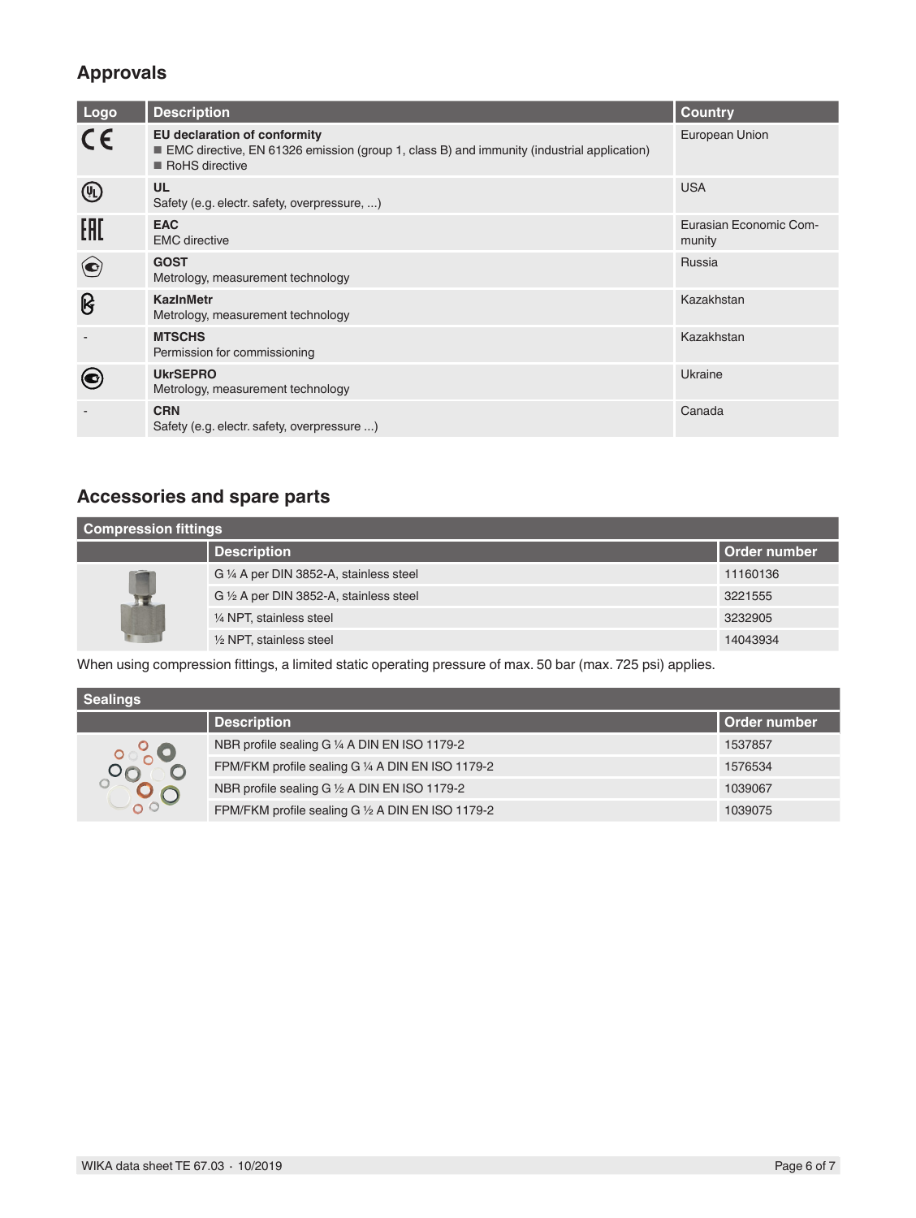## Approvals

| Logo | Description | Country |
|---|---|---|
| CE | **EU declaration of conformity**<br>■ EMC directive, EN 61326 emission (group 1, class B) and immunity (industrial application)<br>■ RoHS directive | European Union |
| UL | **UL**<br>Safety (e.g. electr. safety, overpressure, ...) | USA |
| EAC | **EAC**<br>EMC directive | Eurasian Economic Community |
| | **GOST**<br>Metrology, measurement technology | Russia |
| | **KazInMetr**<br>Metrology, measurement technology | Kazakhstan |
| - | **MTSCHS**<br>Permission for commissioning | Kazakhstan |
| | **UkrSEPRO**<br>Metrology, measurement technology | Ukraine |
| - | **CRN**<br>Safety (e.g. electr. safety, overpressure ...) | Canada |

## Accessories and spare parts

**Compression fittings**

| | Description | Order number |
|---|---|---|
| | G ¼ A per DIN 3852-A, stainless steel | 11160136 |
| | G ½ A per DIN 3852-A, stainless steel | 3221555 |
| | ¼ NPT, stainless steel | 3232905 |
| | ½ NPT, stainless steel | 14043934 |

When using compression fittings, a limited static operating pressure of max. 50 bar (max. 725 psi) applies.

**Sealings**

| | Description | Order number |
|---|---|---|
| | NBR profile sealing G ¼ A DIN EN ISO 1179-2 | 1537857 |
| | FPM/FKM profile sealing G ¼ A DIN EN ISO 1179-2 | 1576534 |
| | NBR profile sealing G ½ A DIN EN ISO 1179-2 | 1039067 |
| | FPM/FKM profile sealing G ½ A DIN EN ISO 1179-2 | 1039075 |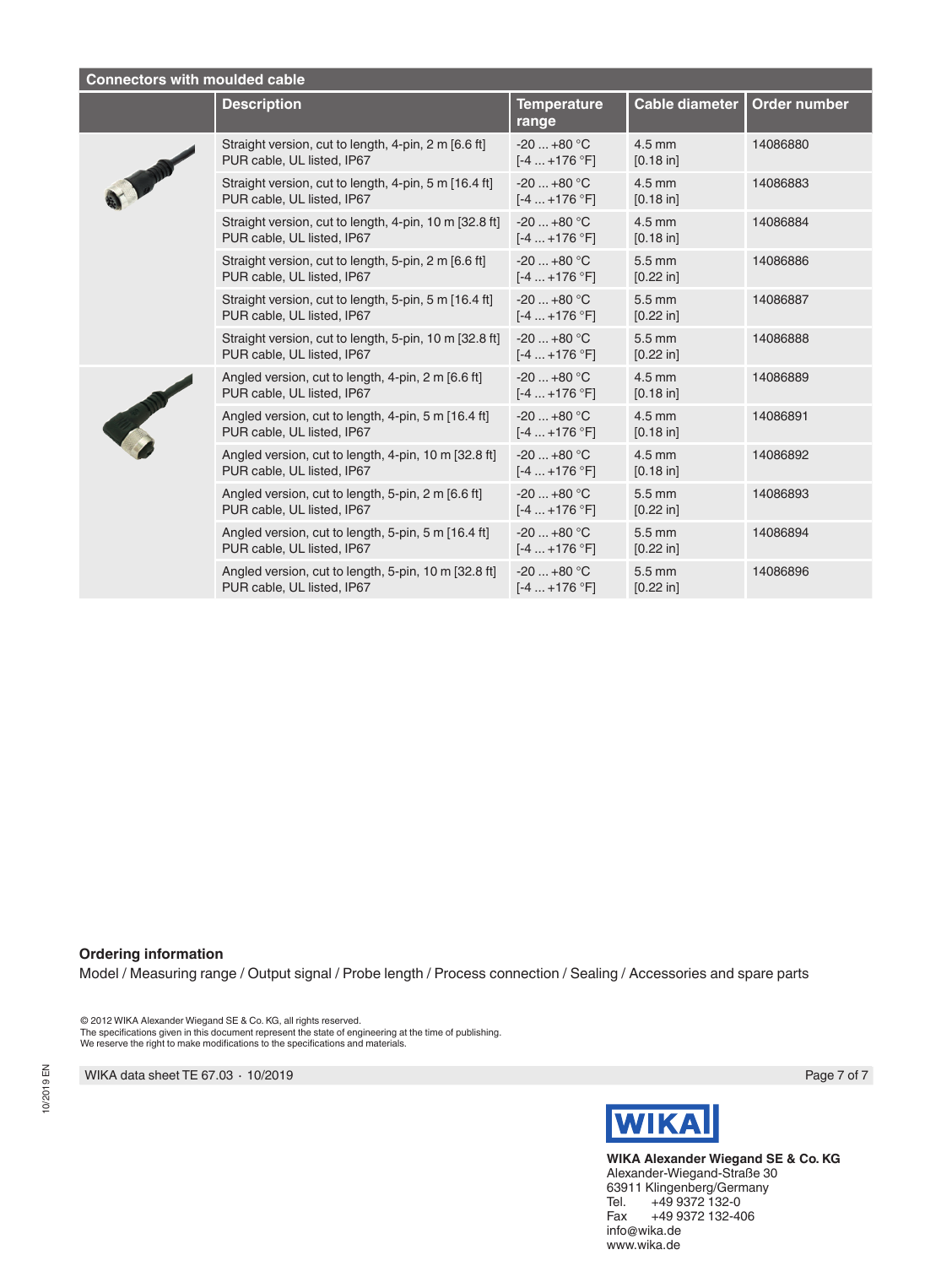| Connectors with moulded cable | | | | |
|---|---|---|---|---|
| | Description | Temperature range | Cable diameter | Order number |
| | Straight version, cut to length, 4-pin, 2 m [6.6 ft] PUR cable, UL listed, IP67 | -20 ... +80 °C [-4 ... +176 °F] | 4.5 mm [0.18 in] | 14086880 |
| | Straight version, cut to length, 4-pin, 5 m [16.4 ft] PUR cable, UL listed, IP67 | -20 ... +80 °C [-4 ... +176 °F] | 4.5 mm [0.18 in] | 14086883 |
| | Straight version, cut to length, 4-pin, 10 m [32.8 ft] PUR cable, UL listed, IP67 | -20 ... +80 °C [-4 ... +176 °F] | 4.5 mm [0.18 in] | 14086884 |
| | Straight version, cut to length, 5-pin, 2 m [6.6 ft] PUR cable, UL listed, IP67 | -20 ... +80 °C [-4 ... +176 °F] | 5.5 mm [0.22 in] | 14086886 |
| | Straight version, cut to length, 5-pin, 5 m [16.4 ft] PUR cable, UL listed, IP67 | -20 ... +80 °C [-4 ... +176 °F] | 5.5 mm [0.22 in] | 14086887 |
| | Straight version, cut to length, 5-pin, 10 m [32.8 ft] PUR cable, UL listed, IP67 | -20 ... +80 °C [-4 ... +176 °F] | 5.5 mm [0.22 in] | 14086888 |
| | Angled version, cut to length, 4-pin, 2 m [6.6 ft] PUR cable, UL listed, IP67 | -20 ... +80 °C [-4 ... +176 °F] | 4.5 mm [0.18 in] | 14086889 |
| | Angled version, cut to length, 4-pin, 5 m [16.4 ft] PUR cable, UL listed, IP67 | -20 ... +80 °C [-4 ... +176 °F] | 4.5 mm [0.18 in] | 14086891 |
| | Angled version, cut to length, 4-pin, 10 m [32.8 ft] PUR cable, UL listed, IP67 | -20 ... +80 °C [-4 ... +176 °F] | 4.5 mm [0.18 in] | 14086892 |
| | Angled version, cut to length, 5-pin, 2 m [6.6 ft] PUR cable, UL listed, IP67 | -20 ... +80 °C [-4 ... +176 °F] | 5.5 mm [0.22 in] | 14086893 |
| | Angled version, cut to length, 5-pin, 5 m [16.4 ft] PUR cable, UL listed, IP67 | -20 ... +80 °C [-4 ... +176 °F] | 5.5 mm [0.22 in] | 14086894 |
| | Angled version, cut to length, 5-pin, 10 m [32.8 ft] PUR cable, UL listed, IP67 | -20 ... +80 °C [-4 ... +176 °F] | 5.5 mm [0.22 in] | 14086896 |

**Ordering information**

Model / Measuring range / Output signal / Probe length / Process connection / Sealing / Accessories and spare parts

© 2012 WIKA Alexander Wiegand SE & Co. KG, all rights reserved.
The specifications given in this document represent the state of engineering at the time of publishing.
We reserve the right to make modifications to the specifications and materials.

WIKA data sheet TE 67.03 · 10/2019

**WIKA Alexander Wiegand SE & Co. KG**
Alexander-Wiegand-Straße 30
63911 Klingenberg/Germany
Tel. +49 9372 132-0
Fax +49 9372 132-406
info@wika.de
www.wika.de